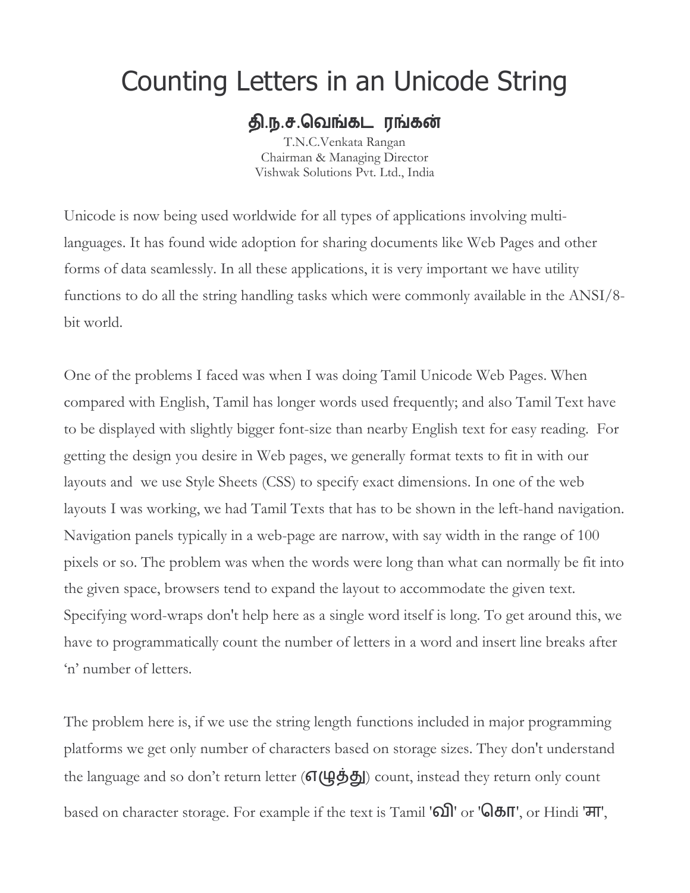# Counting Letters in an Unicode String

**தி.ந.ச.வெங்கட ரங்கன்**

T.N.C.Venkata Rangan
Chairman & Managing Director
Vishwak Solutions Pvt. Ltd., India

Unicode is now being used worldwide for all types of applications involving multi-languages. It has found wide adoption for sharing documents like Web Pages and other forms of data seamlessly. In all these applications, it is very important we have utility functions to do all the string handling tasks which were commonly available in the ANSI/8-bit world.

One of the problems I faced was when I was doing Tamil Unicode Web Pages. When compared with English, Tamil has longer words used frequently; and also Tamil Text have to be displayed with slightly bigger font-size than nearby English text for easy reading. For getting the design you desire in Web pages, we generally format texts to fit in with our layouts and we use Style Sheets (CSS) to specify exact dimensions. In one of the web layouts I was working, we had Tamil Texts that has to be shown in the left-hand navigation. Navigation panels typically in a web-page are narrow, with say width in the range of 100 pixels or so. The problem was when the words were long than what can normally be fit into the given space, browsers tend to expand the layout to accommodate the given text. Specifying word-wraps don't help here as a single word itself is long. To get around this, we have to programmatically count the number of letters in a word and insert line breaks after 'n' number of letters.

The problem here is, if we use the string length functions included in major programming platforms we get only number of characters based on storage sizes. They don't understand the language and so don't return letter (எழுத்து) count, instead they return only count based on character storage. For example if the text is Tamil 'வி' or 'கொ', or Hindi 'मा',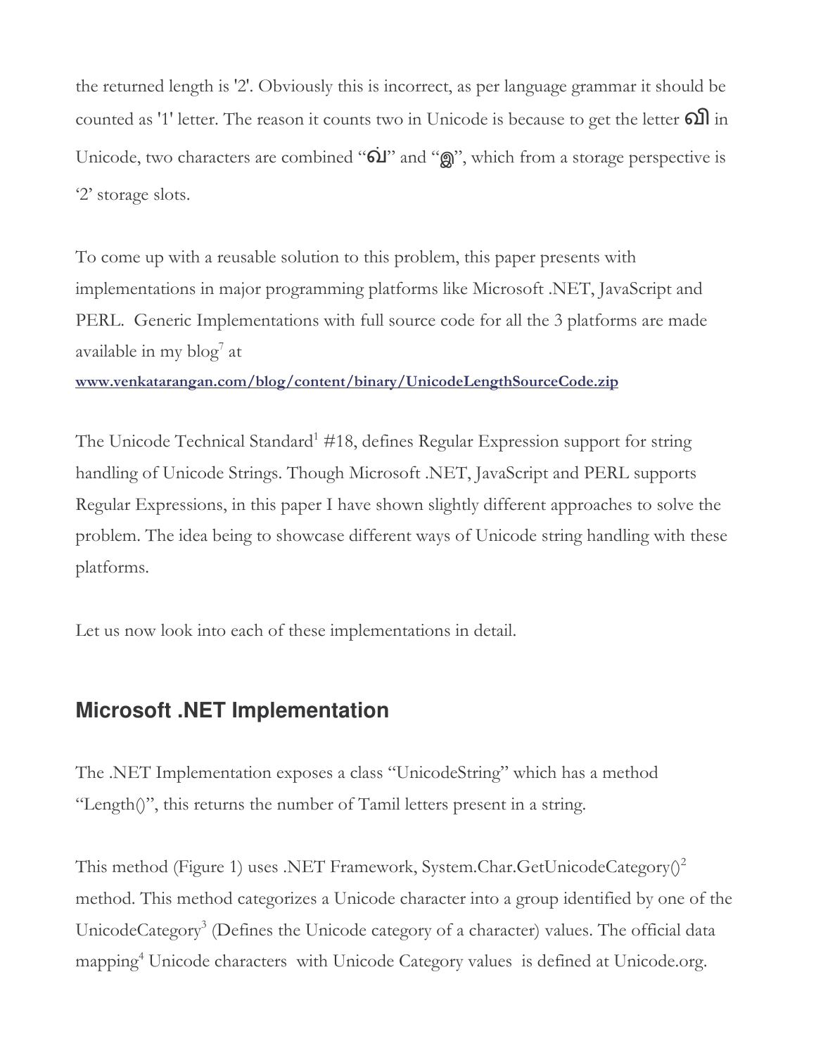the returned length is '2'. Obviously this is incorrect, as per language grammar it should be counted as '1' letter. The reason it counts two in Unicode is because to get the letter வி in Unicode, two characters are combined "வ்" and "இ", which from a storage perspective is '2' storage slots.

To come up with a reusable solution to this problem, this paper presents with implementations in major programming platforms like Microsoft .NET, JavaScript and PERL. Generic Implementations with full source code for all the 3 platforms are made available in my blog[7] at

**www.venkatarangan.com/blog/content/binary/UnicodeLengthSourceCode.zip**

The Unicode Technical Standard[1] #18, defines Regular Expression support for string handling of Unicode Strings. Though Microsoft .NET, JavaScript and PERL supports Regular Expressions, in this paper I have shown slightly different approaches to solve the problem. The idea being to showcase different ways of Unicode string handling with these platforms.

Let us now look into each of these implementations in detail.

## Microsoft .NET Implementation

The .NET Implementation exposes a class "UnicodeString" which has a method "Length()", this returns the number of Tamil letters present in a string.

This method (Figure 1) uses .NET Framework, System.Char.GetUnicodeCategory()[2] method. This method categorizes a Unicode character into a group identified by one of the UnicodeCategory[3] (Defines the Unicode category of a character) values. The official data mapping[4] Unicode characters with Unicode Category values is defined at Unicode.org.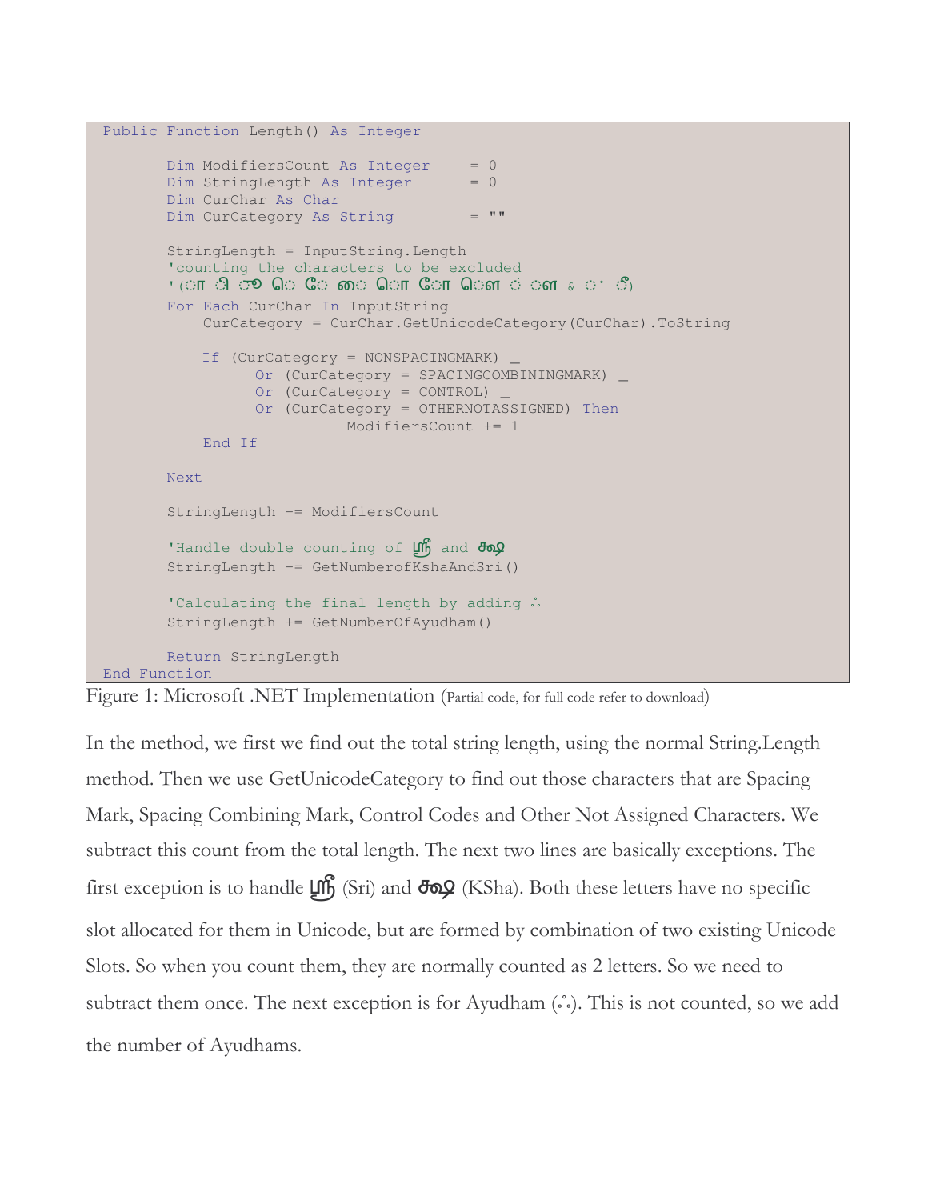```
Public Function Length() As Integer

        Dim ModifiersCount As Integer     = 0
        Dim StringLength As Integer       = 0
        Dim CurChar As Char
        Dim CurCategory As String         = ""

        StringLength = InputString.Length
        'counting the characters to be excluded
        '(ா ி ௌ ெ ே ை ொ ோ ௌ ் ள ் ீ)
        For Each CurChar In InputString
            CurCategory = CurChar.GetUnicodeCategory(CurChar).ToString

            If (CurCategory = NONSPACINGMARK) _
                  Or (CurCategory = SPACINGCOMBININGMARK) _
                  Or (CurCategory = CONTROL) _
                  Or (CurCategory = OTHERNOTASSIGNED) Then
                        ModifiersCount += 1
            End If

        Next

        StringLength -= ModifiersCount

        'Handle double counting of ஸ்ரீ and க்ஷ
        StringLength -= GetNumberofKshaAndSri()

        'Calculating the final length by adding ஃ
        StringLength += GetNumberOfAyudham()

        Return StringLength
End Function
```

Figure 1: Microsoft .NET Implementation (Partial code, for full code refer to download)

In the method, we first we find out the total string length, using the normal String.Length method. Then we use GetUnicodeCategory to find out those characters that are Spacing Mark, Spacing Combining Mark, Control Codes and Other Not Assigned Characters. We subtract this count from the total length. The next two lines are basically exceptions. The first exception is to handle ஸ்ரீ (Sri) and க்ஷ (KSha). Both these letters have no specific slot allocated for them in Unicode, but are formed by combination of two existing Unicode Slots. So when you count them, they are normally counted as 2 letters. So we need to subtract them once. The next exception is for Ayudham (ஃ). This is not counted, so we add the number of Ayudhams.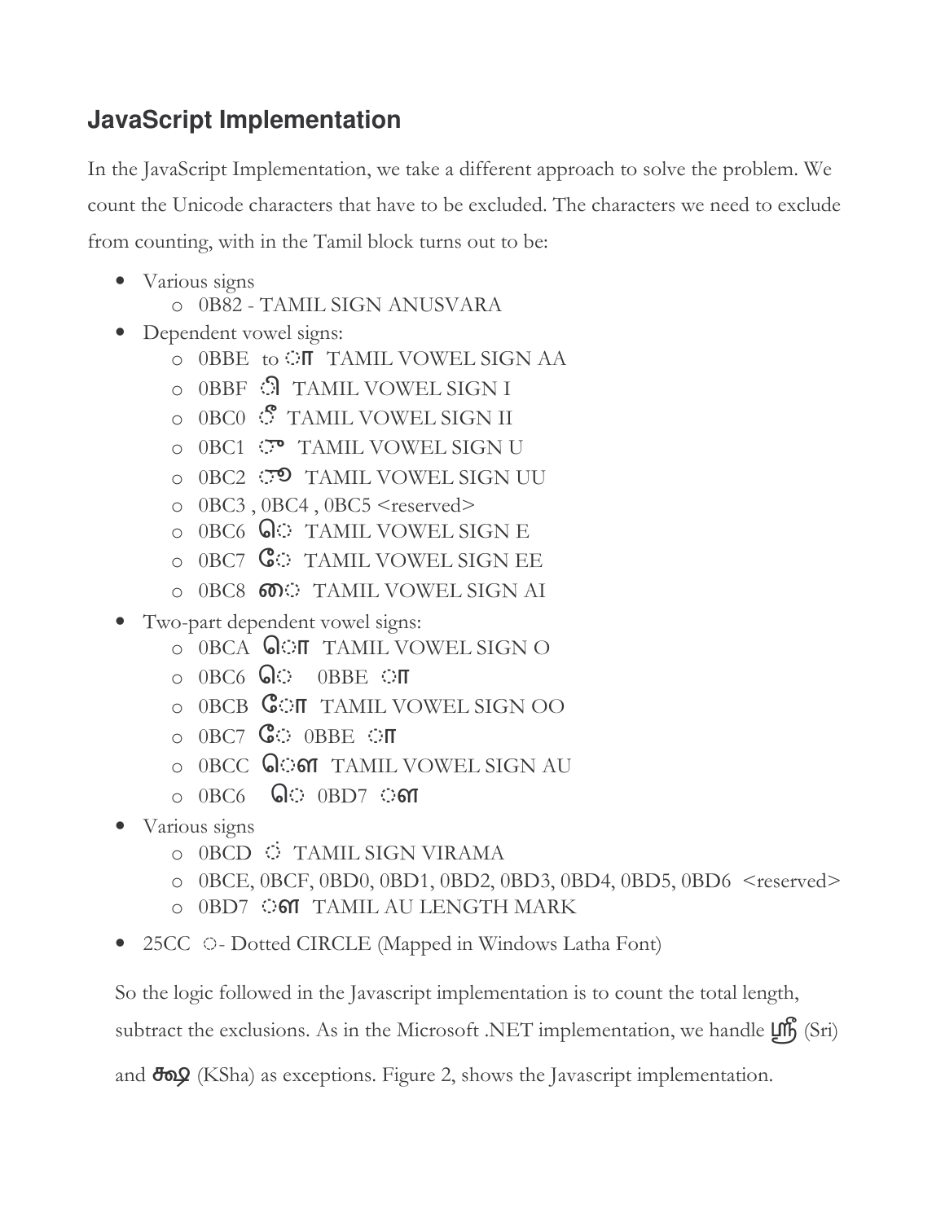## JavaScript Implementation

In the JavaScript Implementation, we take a different approach to solve the problem. We count the Unicode characters that have to be excluded. The characters we need to exclude from counting, with in the Tamil block turns out to be:

- Various signs
  - 0B82 - TAMIL SIGN ANUSVARA
- Dependent vowel signs:
  - 0BBE to ◌ா TAMIL VOWEL SIGN AA
  - 0BBF ◌ி TAMIL VOWEL SIGN I
  - 0BC0 ◌ீ TAMIL VOWEL SIGN II
  - 0BC1 ◌ு TAMIL VOWEL SIGN U
  - 0BC2 ◌ூ TAMIL VOWEL SIGN UU
  - 0BC3 , 0BC4 , 0BC5 <reserved>
  - 0BC6 ெ◌ TAMIL VOWEL SIGN E
  - 0BC7 ே◌ TAMIL VOWEL SIGN EE
  - 0BC8 ை◌ TAMIL VOWEL SIGN AI
- Two-part dependent vowel signs:
  - 0BCA ெ◌ா TAMIL VOWEL SIGN O
  - 0BC6 ெ◌ 0BBE ◌ா
  - 0BCB ே◌ா TAMIL VOWEL SIGN OO
  - 0BC7 ே◌ 0BBE ◌ா
  - 0BCC ெ◌ள TAMIL VOWEL SIGN AU
  - 0BC6 ெ◌ 0BD7 ◌ள
- Various signs
  - 0BCD ◌் TAMIL SIGN VIRAMA
  - 0BCE, 0BCF, 0BD0, 0BD1, 0BD2, 0BD3, 0BD4, 0BD5, 0BD6 <reserved>
  - 0BD7 ◌ள TAMIL AU LENGTH MARK
- 25CC ◌- Dotted CIRCLE (Mapped in Windows Latha Font)

So the logic followed in the Javascript implementation is to count the total length, subtract the exclusions. As in the Microsoft .NET implementation, we handle ஸ்ரீ (Sri) and க்ஷ (KSha) as exceptions. Figure 2, shows the Javascript implementation.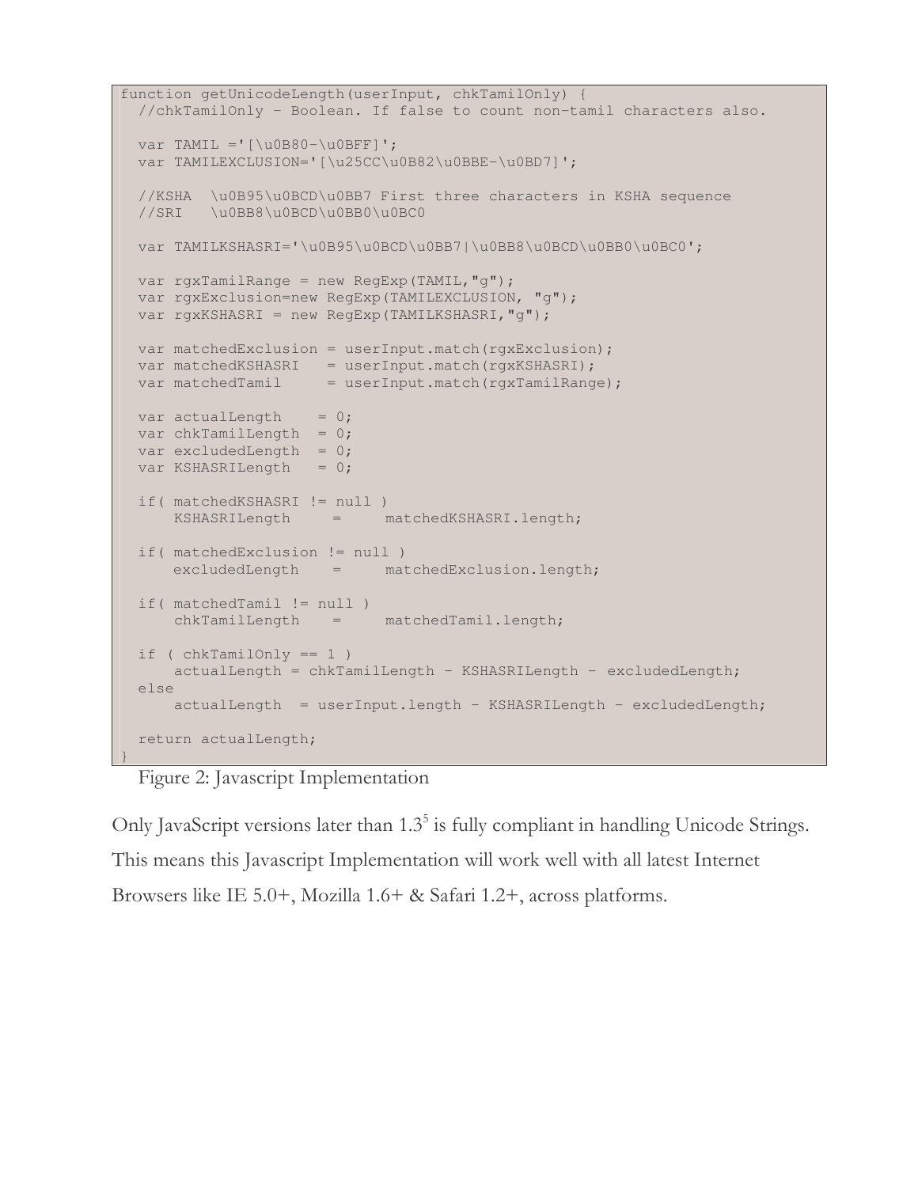```
function getUnicodeLength(userInput, chkTamilOnly) {
  //chkTamilOnly - Boolean. If false to count non-tamil characters also.

  var TAMIL ='[\u0B80-\u0BFF]';
  var TAMILEXCLUSION='[\u25CC\u0B82\u0BBE-\u0BD7]';

  //KSHA  \u0B95\u0BCD\u0BB7 First three characters in KSHA sequence
  //SRI   \u0BB8\u0BCD\u0BB0\u0BC0

  var TAMILKSHASRI='\u0B95\u0BCD\u0BB7|\u0BB8\u0BCD\u0BB0\u0BC0';

  var rgxTamilRange = new RegExp(TAMIL,"g");
  var rgxExclusion=new RegExp(TAMILEXCLUSION, "g");
  var rgxKSHASRI = new RegExp(TAMILKSHASRI,"g");

  var matchedExclusion = userInput.match(rgxExclusion);
  var matchedKSHASRI   = userInput.match(rgxKSHASRI);
  var matchedTamil     = userInput.match(rgxTamilRange);

  var actualLength    = 0;
  var chkTamilLength  = 0;
  var excludedLength  = 0;
  var KSHASRILength   = 0;

  if( matchedKSHASRI != null )
      KSHASRILength     =     matchedKSHASRI.length;

  if( matchedExclusion != null )
      excludedLength    =     matchedExclusion.length;

  if( matchedTamil != null )
      chkTamilLength    =     matchedTamil.length;

  if ( chkTamilOnly == 1 )
      actualLength = chkTamilLength - KSHASRILength - excludedLength;
  else
      actualLength  = userInput.length - KSHASRILength - excludedLength;

  return actualLength;
}
```

Figure 2: Javascript Implementation

Only JavaScript versions later than 1.3[5] is fully compliant in handling Unicode Strings. This means this Javascript Implementation will work well with all latest Internet Browsers like IE 5.0+, Mozilla 1.6+ & Safari 1.2+, across platforms.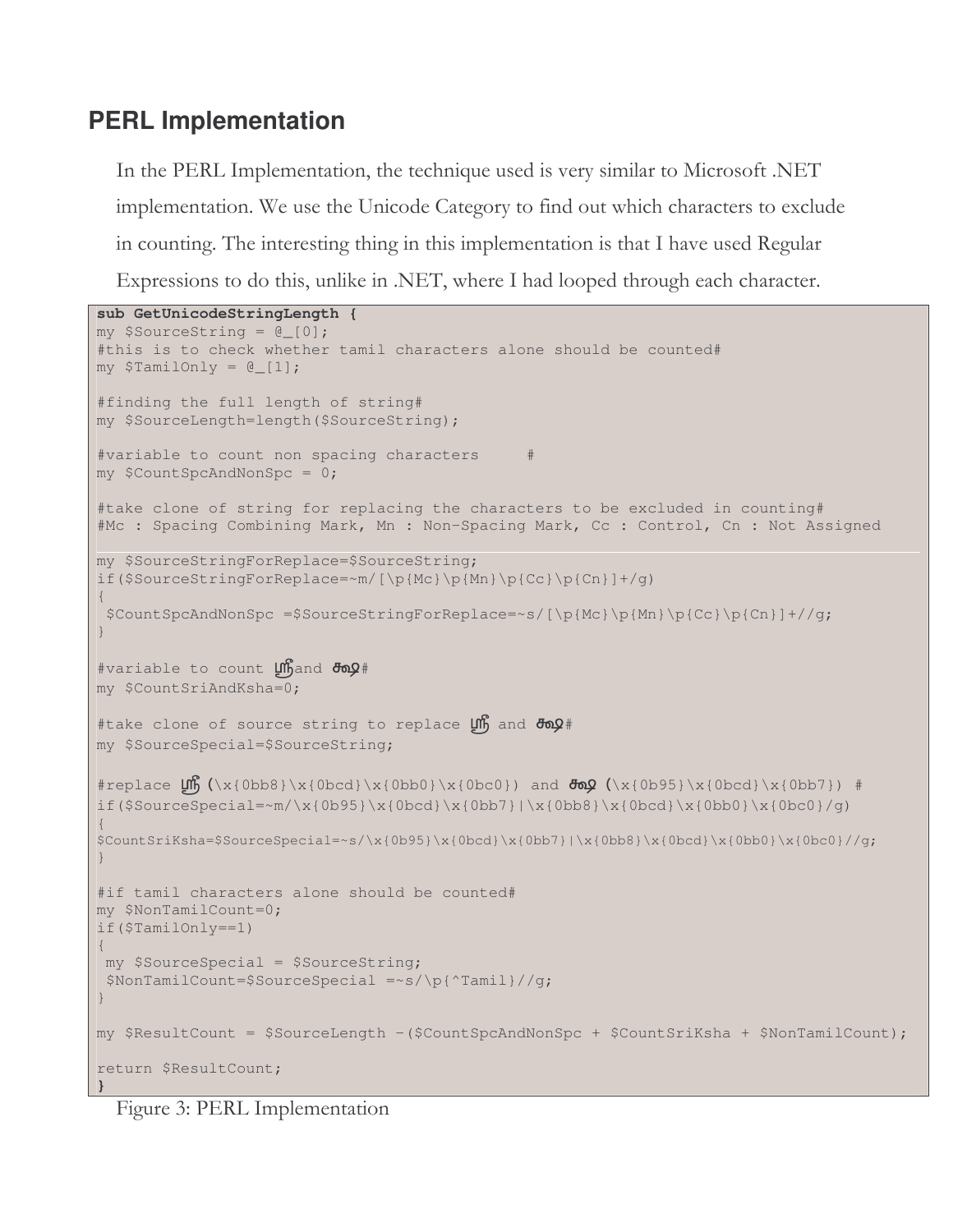## PERL Implementation

In the PERL Implementation, the technique used is very similar to Microsoft .NET implementation. We use the Unicode Category to find out which characters to exclude in counting. The interesting thing in this implementation is that I have used Regular Expressions to do this, unlike in .NET, where I had looped through each character.

```
sub GetUnicodeStringLength {
my $SourceString = @_[0];
#this is to check whether tamil characters alone should be counted#
my $TamilOnly = @_[1];

#finding the full length of string#
my $SourceLength=length($SourceString);

#variable to count non spacing characters     #
my $CountSpcAndNonSpc = 0;

#take clone of string for replacing the characters to be excluded in counting#
#Mc : Spacing Combining Mark, Mn : Non-Spacing Mark, Cc : Control, Cn : Not Assigned

my $SourceStringForReplace=$SourceString;
if($SourceStringForReplace=~m/[\p{Mc}\p{Mn}\p{Cc}\p{Cn}]+/g)
{
 $CountSpcAndNonSpc =$SourceStringForReplace=~s/[\p{Mc}\p{Mn}\p{Cc}\p{Cn}]+//g;
}

#variable to count ஸ்ரீand க்ஷ#
my $CountSriAndKsha=0;

#take clone of source string to replace ஸ்ரீ and க்ஷ#
my $SourceSpecial=$SourceString;

#replace ஸ்ரீ (\x{0bb8}\x{0bcd}\x{0bb0}\x{0bc0}) and க்ஷ (\x{0b95}\x{0bcd}\x{0bb7}) #
if($SourceSpecial=~m/\x{0b95}\x{0bcd}\x{0bb7}|\x{0bb8}\x{0bcd}\x{0bb0}\x{0bc0}/g)
{
$CountSriKsha=$SourceSpecial=~s/\x{0b95}\x{0bcd}\x{0bb7}|\x{0bb8}\x{0bcd}\x{0bb0}\x{0bc0}//g;
}

#if tamil characters alone should be counted#
my $NonTamilCount=0;
if($TamilOnly==1)
{
 my $SourceSpecial = $SourceString;
 $NonTamilCount=$SourceSpecial =~s/\p{^Tamil}//g;
}

my $ResultCount = $SourceLength -($CountSpcAndNonSpc + $CountSriKsha + $NonTamilCount);

return $ResultCount;
}
```

Figure 3: PERL Implementation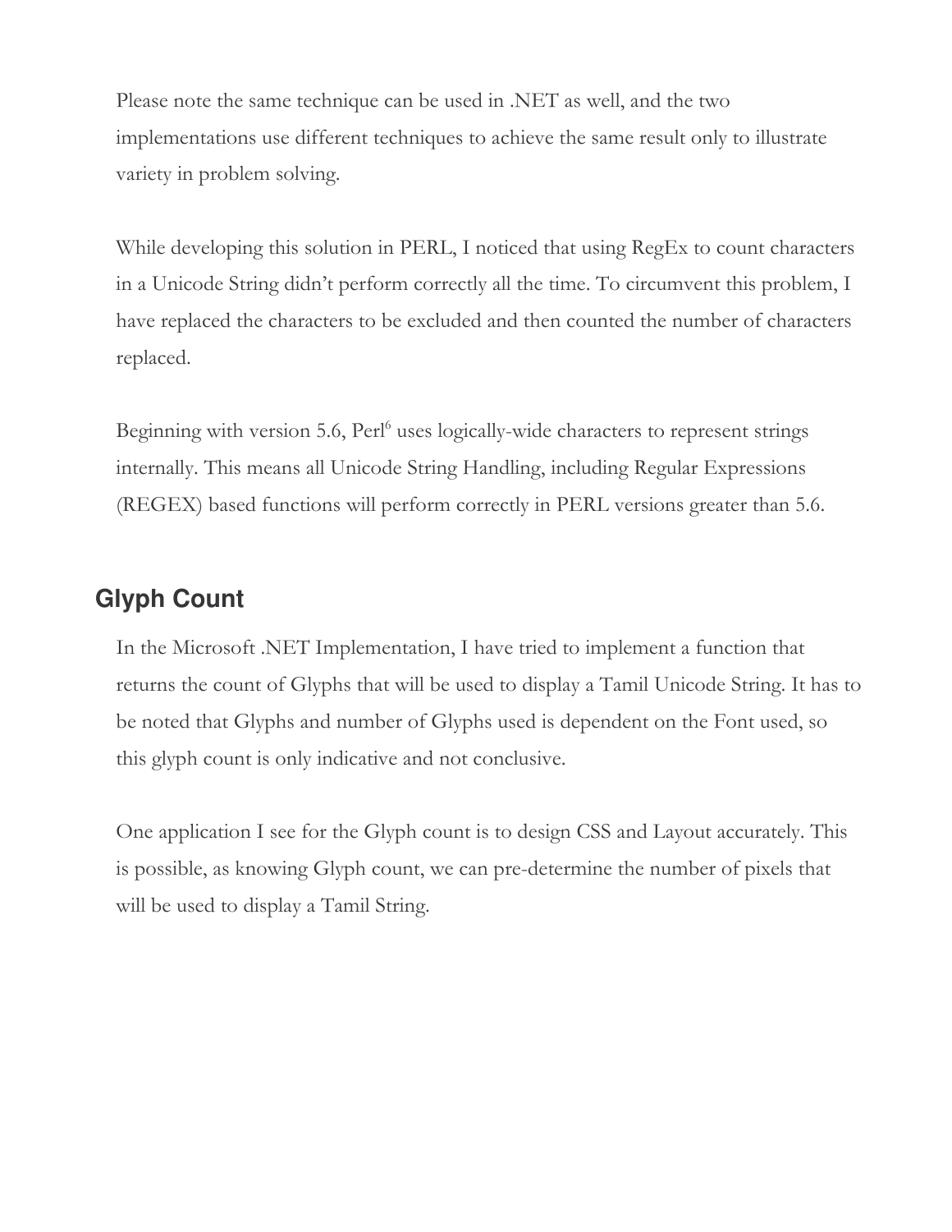Please note the same technique can be used in .NET as well, and the two implementations use different techniques to achieve the same result only to illustrate variety in problem solving.

While developing this solution in PERL, I noticed that using RegEx to count characters in a Unicode String didn't perform correctly all the time. To circumvent this problem, I have replaced the characters to be excluded and then counted the number of characters replaced.

Beginning with version 5.6, Perl[6] uses logically-wide characters to represent strings internally. This means all Unicode String Handling, including Regular Expressions (REGEX) based functions will perform correctly in PERL versions greater than 5.6.

## Glyph Count

In the Microsoft .NET Implementation, I have tried to implement a function that returns the count of Glyphs that will be used to display a Tamil Unicode String. It has to be noted that Glyphs and number of Glyphs used is dependent on the Font used, so this glyph count is only indicative and not conclusive.

One application I see for the Glyph count is to design CSS and Layout accurately. This is possible, as knowing Glyph count, we can pre-determine the number of pixels that will be used to display a Tamil String.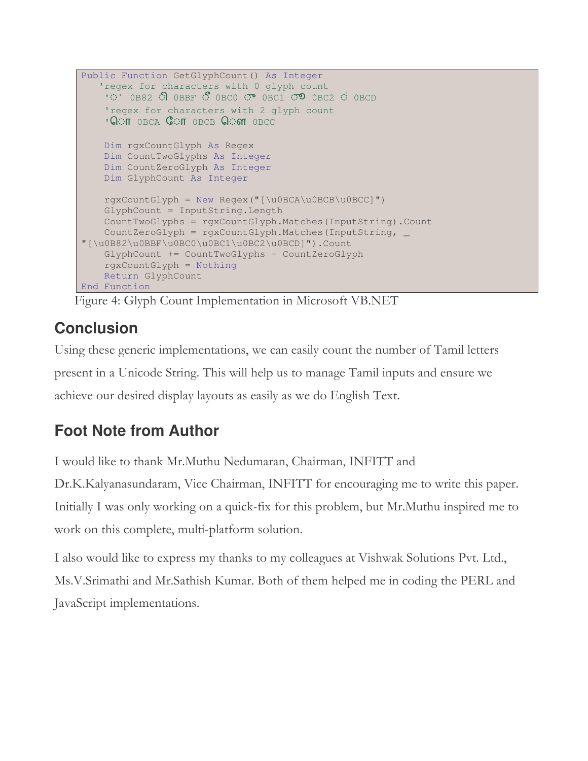```
Public Function GetGlyphCount() As Integer
   'regex for characters with 0 glyph count
    'ஂ 0B82 ி 0BBF ீ 0BC0 ு 0BC1 ூ 0BC2 ் 0BCD
    'regex for characters with 2 glyph count
    'ொ 0BCA ோ 0BCB ௌ 0BCC

    Dim rgxCountGlyph As Regex
    Dim CountTwoGlyphs As Integer
    Dim CountZeroGlyph As Integer
    Dim GlyphCount As Integer

    rgxCountGlyph = New Regex("[\u0BCA\u0BCB\u0BCC]")
    GlyphCount = InputString.Length
    CountTwoGlyphs = rgxCountGlyph.Matches(InputString).Count
    CountZeroGlyph = rgxCountGlyph.Matches(InputString, _
"[\u0B82\u0BBF\u0BC0\u0BC1\u0BC2\u0BCD]").Count
    GlyphCount += CountTwoGlyphs - CountZeroGlyph
    rgxCountGlyph = Nothing
    Return GlyphCount
End Function
```

Figure 4: Glyph Count Implementation in Microsoft VB.NET

## Conclusion

Using these generic implementations, we can easily count the number of Tamil letters present in a Unicode String. This will help us to manage Tamil inputs and ensure we achieve our desired display layouts as easily as we do English Text.

## Foot Note from Author

I would like to thank Mr.Muthu Nedumaran, Chairman, INFITT and Dr.K.Kalyanasundaram, Vice Chairman, INFITT for encouraging me to write this paper. Initially I was only working on a quick-fix for this problem, but Mr.Muthu inspired me to work on this complete, multi-platform solution.

I also would like to express my thanks to my colleagues at Vishwak Solutions Pvt. Ltd., Ms.V.Srimathi and Mr.Sathish Kumar. Both of them helped me in coding the PERL and JavaScript implementations.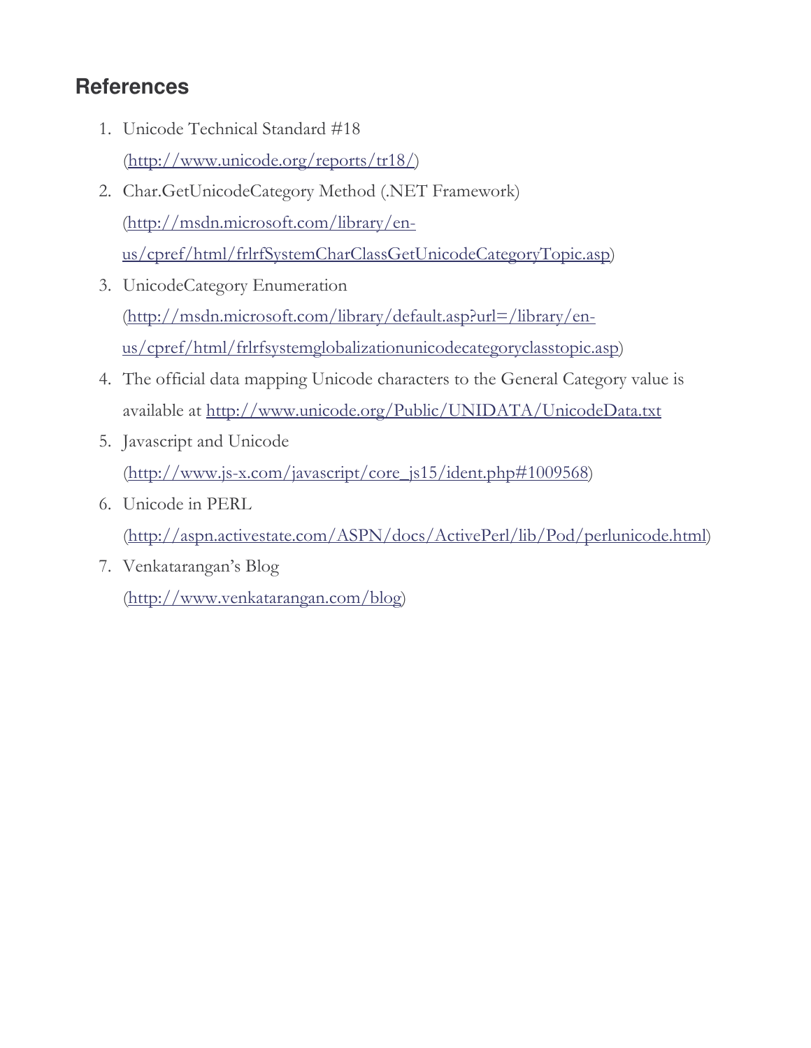## References

1. Unicode Technical Standard #18 (http://www.unicode.org/reports/tr18/)
2. Char.GetUnicodeCategory Method (.NET Framework) (http://msdn.microsoft.com/library/en-us/cpref/html/frlrfSystemCharClassGetUnicodeCategoryTopic.asp)
3. UnicodeCategory Enumeration (http://msdn.microsoft.com/library/default.asp?url=/library/en-us/cpref/html/frlrfsystemglobalizationunicodecategoryclasstopic.asp)
4. The official data mapping Unicode characters to the General Category value is available at http://www.unicode.org/Public/UNIDATA/UnicodeData.txt
5. Javascript and Unicode (http://www.js-x.com/javascript/core_js15/ident.php#1009568)
6. Unicode in PERL (http://aspn.activestate.com/ASPN/docs/ActivePerl/lib/Pod/perlunicode.html)
7. Venkatarangan's Blog (http://www.venkatarangan.com/blog)